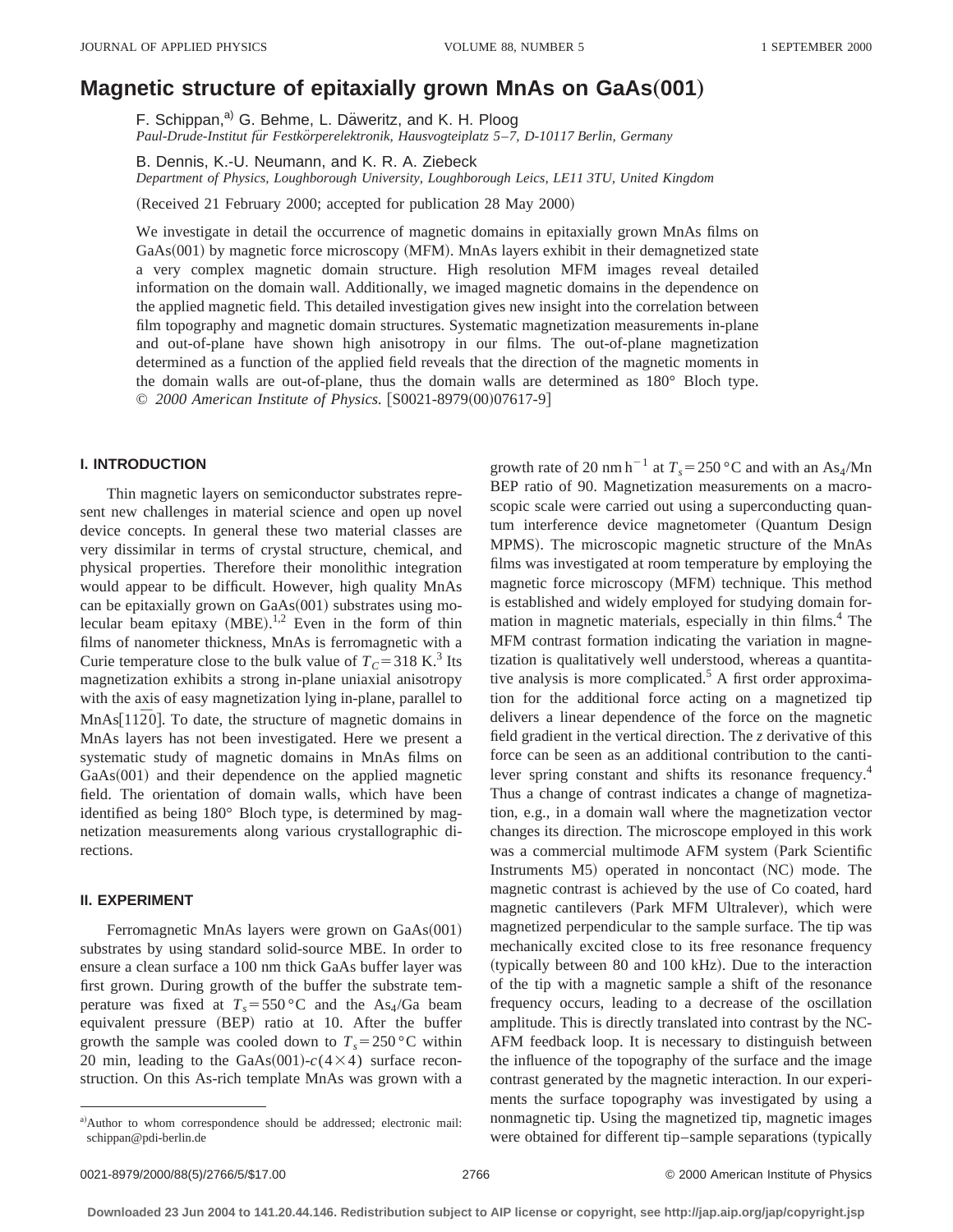# Magnetic structure of epitaxially grown MnAs on GaAs(001)

F. Schippan,[a] G. Behme, L. Däweritz, and K. H. Ploog
*Paul-Drude-Institut für Festkörperelektronik, Hausvogteiplatz 5–7, D-10117 Berlin, Germany*

B. Dennis, K.-U. Neumann, and K. R. A. Ziebeck
*Department of Physics, Loughborough University, Loughborough Leics, LE11 3TU, United Kingdom*

(Received 21 February 2000; accepted for publication 28 May 2000)

We investigate in detail the occurrence of magnetic domains in epitaxially grown MnAs films on GaAs(001) by magnetic force microscopy (MFM). MnAs layers exhibit in their demagnetized state a very complex magnetic domain structure. High resolution MFM images reveal detailed information on the domain wall. Additionally, we imaged magnetic domains in the dependence on the applied magnetic field. This detailed investigation gives new insight into the correlation between film topography and magnetic domain structures. Systematic magnetization measurements in-plane and out-of-plane have shown high anisotropy in our films. The out-of-plane magnetization determined as a function of the applied field reveals that the direction of the magnetic moments in the domain walls are out-of-plane, thus the domain walls are determined as 180° Bloch type. © *2000 American Institute of Physics.* [S0021-8979(00)07617-9]

## I. INTRODUCTION

Thin magnetic layers on semiconductor substrates represent new challenges in material science and open up novel device concepts. In general these two material classes are very dissimilar in terms of crystal structure, chemical, and physical properties. Therefore their monolithic integration would appear to be difficult. However, high quality MnAs can be epitaxially grown on GaAs(001) substrates using molecular beam epitaxy (MBE).[1,2] Even in the form of thin films of nanometer thickness, MnAs is ferromagnetic with a Curie temperature close to the bulk value of $T_C = 318$ K.[3] Its magnetization exhibits a strong in-plane uniaxial anisotropy with the axis of easy magnetization lying in-plane, parallel to MnAs$[11\bar{2}0]$. To date, the structure of magnetic domains in MnAs layers has not been investigated. Here we present a systematic study of magnetic domains in MnAs films on GaAs(001) and their dependence on the applied magnetic field. The orientation of domain walls, which have been identified as being 180° Bloch type, is determined by magnetization measurements along various crystallographic directions.

## II. EXPERIMENT

Ferromagnetic MnAs layers were grown on GaAs(001) substrates by using standard solid-source MBE. In order to ensure a clean surface a 100 nm thick GaAs buffer layer was first grown. During growth of the buffer the substrate temperature was fixed at $T_s = 550\,°\mathrm{C}$ and the $As_4$/Ga beam equivalent pressure (BEP) ratio at 10. After the buffer growth the sample was cooled down to $T_s = 250\,°\mathrm{C}$ within 20 min, leading to the GaAs(001)-$c(4\times4)$ surface reconstruction. On this As-rich template MnAs was grown with a growth rate of 20 nm $\mathrm{h}^{-1}$ at $T_s = 250\,°\mathrm{C}$ and with an $As_4$/Mn BEP ratio of 90. Magnetization measurements on a macroscopic scale were carried out using a superconducting quantum interference device magnetometer (Quantum Design MPMS). The microscopic magnetic structure of the MnAs films was investigated at room temperature by employing the magnetic force microscopy (MFM) technique. This method is established and widely employed for studying domain formation in magnetic materials, especially in thin films.[4] The MFM contrast formation indicating the variation in magnetization is qualitatively well understood, whereas a quantitative analysis is more complicated.[5] A first order approximation for the additional force acting on a magnetized tip delivers a linear dependence of the force on the magnetic field gradient in the vertical direction. The *z* derivative of this force can be seen as an additional contribution to the cantilever spring constant and shifts its resonance frequency.[4] Thus a change of contrast indicates a change of magnetization, e.g., in a domain wall where the magnetization vector changes its direction. The microscope employed in this work was a commercial multimode AFM system (Park Scientific Instruments M5) operated in noncontact (NC) mode. The magnetic contrast is achieved by the use of Co coated, hard magnetic cantilevers (Park MFM Ultralever), which were magnetized perpendicular to the sample surface. The tip was mechanically excited close to its free resonance frequency (typically between 80 and 100 kHz). Due to the interaction of the tip with a magnetic sample a shift of the resonance frequency occurs, leading to a decrease of the oscillation amplitude. This is directly translated into contrast by the NC-AFM feedback loop. It is necessary to distinguish between the influence of the topography of the surface and the image contrast generated by the magnetic interaction. In our experiments the surface topography was investigated by using a nonmagnetic tip. Using the magnetized tip, magnetic images were obtained for different tip–sample separations (typically

[a] Author to whom correspondence should be addressed; electronic mail: schippan@pdi-berlin.de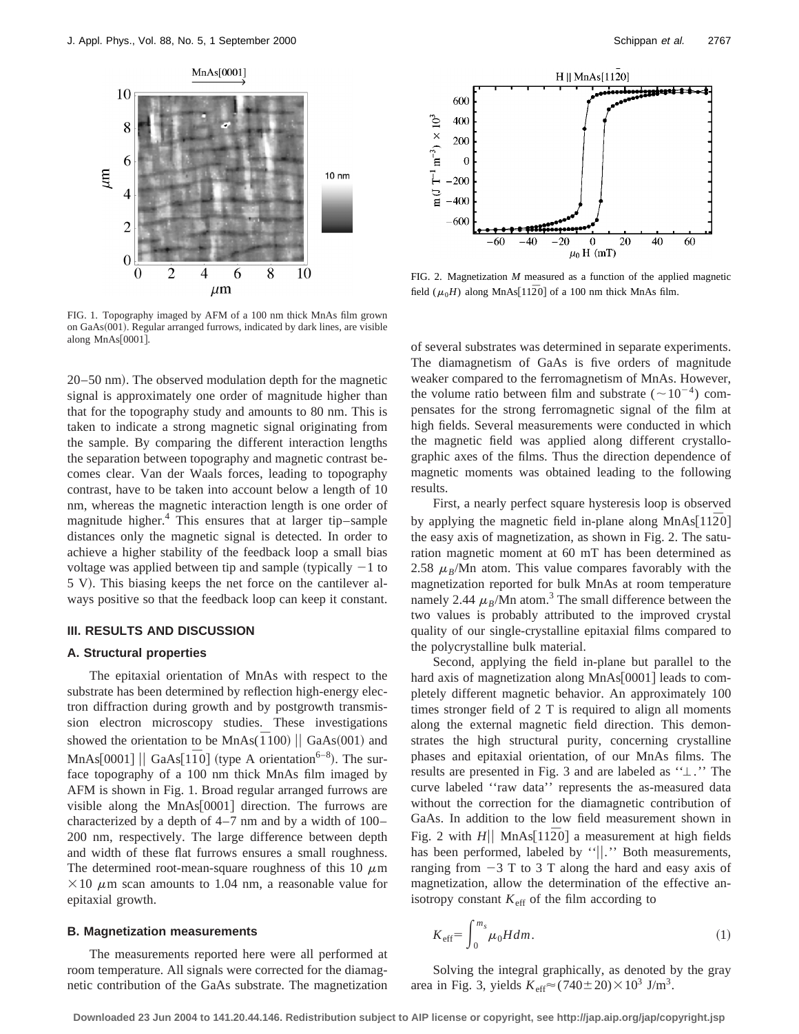FIG. 1. Topography imaged by AFM of a 100 nm thick MnAs film grown on GaAs(001). Regular arranged furrows, indicated by dark lines, are visible along MnAs[0001].

FIG. 2. Magnetization $M$ measured as a function of the applied magnetic field ($\mu_0 H$) along MnAs[$11\bar{2}0$] of a 100 nm thick MnAs film.

20–50 nm). The observed modulation depth for the magnetic signal is approximately one order of magnitude higher than that for the topography study and amounts to 80 nm. This is taken to indicate a strong magnetic signal originating from the sample. By comparing the different interaction lengths the separation between topography and magnetic contrast becomes clear. Van der Waals forces, leading to topography contrast, have to be taken into account below a length of 10 nm, whereas the magnetic interaction length is one order of magnitude higher.[4] This ensures that at larger tip–sample distances only the magnetic signal is detected. In order to achieve a higher stability of the feedback loop a small bias voltage was applied between tip and sample (typically $-1$ to 5 V). This biasing keeps the net force on the cantilever always positive so that the feedback loop can keep it constant.

## III. RESULTS AND DISCUSSION

### A. Structural properties

The epitaxial orientation of MnAs with respect to the substrate has been determined by reflection high-energy electron diffraction during growth and by postgrowth transmission electron microscopy studies. These investigations showed the orientation to be MnAs($\bar{1}100$) || GaAs(001) and MnAs[0001] || GaAs[$1\bar{1}0$] (type A orientation[6–8]). The surface topography of a 100 nm thick MnAs film imaged by AFM is shown in Fig. 1. Broad regular arranged furrows are visible along the MnAs[0001] direction. The furrows are characterized by a depth of 4–7 nm and by a width of 100–200 nm, respectively. The large difference between depth and width of these flat furrows ensures a small roughness. The determined root-mean-square roughness of this 10 $\mu$m $\times 10$ $\mu$m scan amounts to 1.04 nm, a reasonable value for epitaxial growth.

### B. Magnetization measurements

The measurements reported here were all performed at room temperature. All signals were corrected for the diamagnetic contribution of the GaAs substrate. The magnetization of several substrates was determined in separate experiments. The diamagnetism of GaAs is five orders of magnitude weaker compared to the ferromagnetism of MnAs. However, the volume ratio between film and substrate ($\sim 10^{-4}$) compensates for the strong ferromagnetic signal of the film at high fields. Several measurements were conducted in which the magnetic field was applied along different crystallographic axes of the films. Thus the direction dependence of magnetic moments was obtained leading to the following results.

First, a nearly perfect square hysteresis loop is observed by applying the magnetic field in-plane along MnAs[$11\bar{2}0$] the easy axis of magnetization, as shown in Fig. 2. The saturation magnetic moment at 60 mT has been determined as 2.58 $\mu_B$/Mn atom. This value compares favorably with the magnetization reported for bulk MnAs at room temperature namely 2.44 $\mu_B$/Mn atom.[3] The small difference between the two values is probably attributed to the improved crystal quality of our single-crystalline epitaxial films compared to the polycrystalline bulk material.

Second, applying the field in-plane but parallel to the hard axis of magnetization along MnAs[0001] leads to completely different magnetic behavior. An approximately 100 times stronger field of 2 T is required to align all moments along the external magnetic field direction. This demonstrates the high structural purity, concerning crystalline phases and epitaxial orientation, of our MnAs films. The results are presented in Fig. 3 and are labeled as ''⊥.'' The curve labeled ''raw data'' represents the as-measured data without the correction for the diamagnetic contribution of GaAs. In addition to the low field measurement shown in Fig. 2 with $H$|| MnAs[$11\bar{2}0$] a measurement at high fields has been performed, labeled by ''||.'' Both measurements, ranging from $-3$ T to 3 T along the hard and easy axis of magnetization, allow the determination of the effective anisotropy constant $K_{\mathrm{eff}}$ of the film according to

$$K_{\mathrm{eff}} = \int_0^{m_s} \mu_0 H dm. \tag{1}$$

Solving the integral graphically, as denoted by the gray area in Fig. 3, yields $K_{\mathrm{eff}} \approx (740 \pm 20) \times 10^3$ J/m$^3$.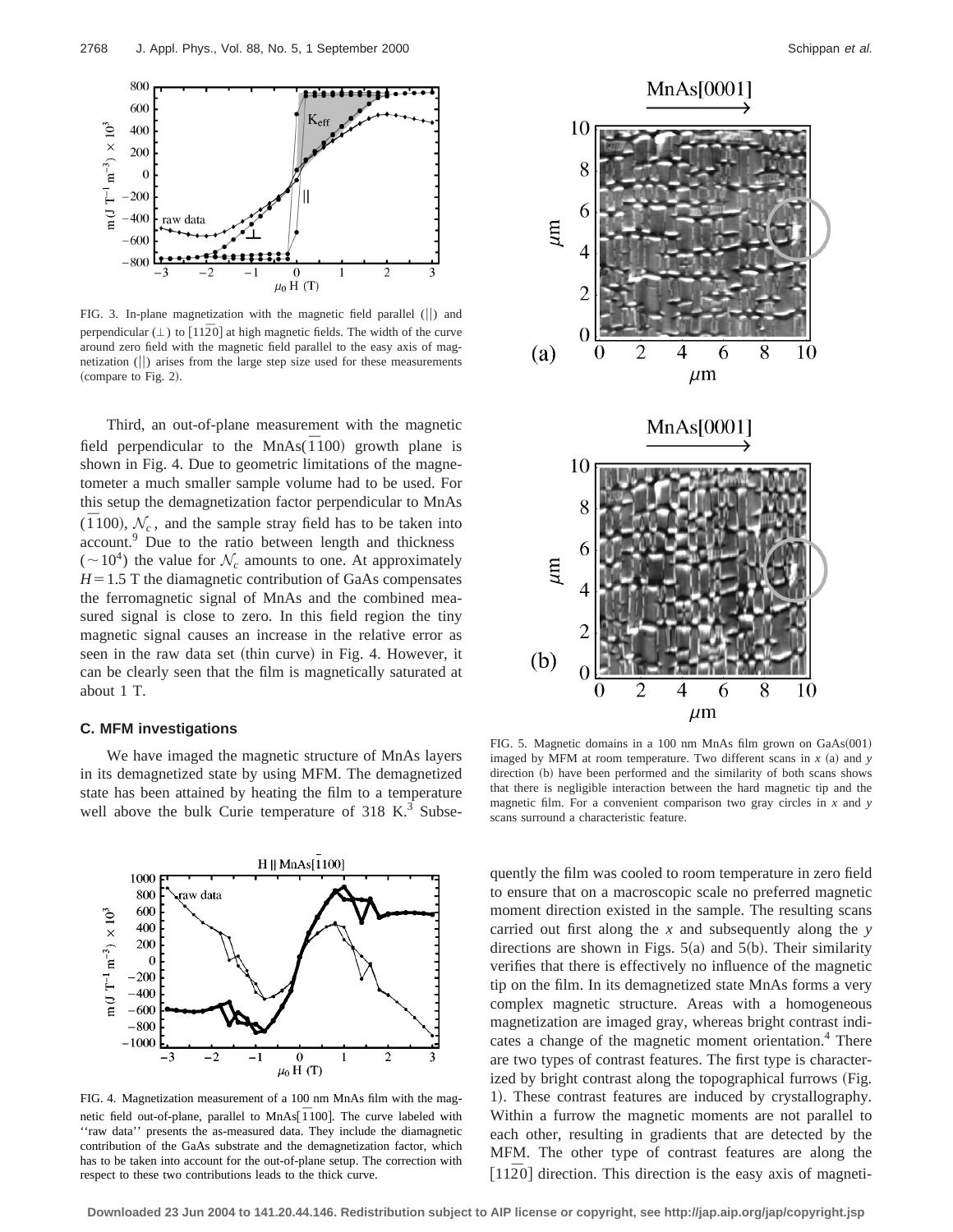FIG. 3. In-plane magnetization with the magnetic field parallel (||) and perpendicular (⊥) to [11$\bar{2}$0] at high magnetic fields. The width of the curve around zero field with the magnetic field parallel to the easy axis of magnetization (||) arises from the large step size used for these measurements (compare to Fig. 2).

Third, an out-of-plane measurement with the magnetic field perpendicular to the MnAs($\bar{1}$100) growth plane is shown in Fig. 4. Due to geometric limitations of the magnetometer a much smaller sample volume had to be used. For this setup the demagnetization factor perpendicular to MnAs ($\bar{1}$100), $\mathcal{N}_c$, and the sample stray field has to be taken into account.[9] Due to the ratio between length and thickness ($\sim 10^4$) the value for $\mathcal{N}_c$ amounts to one. At approximately $H = 1.5$ T the diamagnetic contribution of GaAs compensates the ferromagnetic signal of MnAs and the combined measured signal is close to zero. In this field region the tiny magnetic signal causes an increase in the relative error as seen in the raw data set (thin curve) in Fig. 4. However, it can be clearly seen that the film is magnetically saturated at about 1 T.

### C. MFM investigations

We have imaged the magnetic structure of MnAs layers in its demagnetized state by using MFM. The demagnetized state has been attained by heating the film to a temperature well above the bulk Curie temperature of 318 K.[3] Subsequently the film was cooled to room temperature in zero field to ensure that on a macroscopic scale no preferred magnetic moment direction existed in the sample. The resulting scans carried out first along the $x$ and subsequently along the $y$ directions are shown in Figs. 5(a) and 5(b). Their similarity verifies that there is effectively no influence of the magnetic tip on the film. In its demagnetized state MnAs forms a very complex magnetic structure. Areas with a homogeneous magnetization are imaged gray, whereas bright contrast indicates a change of the magnetic moment orientation.[4] There are two types of contrast features. The first type is characterized by bright contrast along the topographical furrows (Fig. 1). These contrast features are induced by crystallography. Within a furrow the magnetic moments are not parallel to each other, resulting in gradients that are detected by the MFM. The other type of contrast features are along the [11$\bar{2}$0] direction. This direction is the easy axis of magneti-

FIG. 4. Magnetization measurement of a 100 nm MnAs film with the magnetic field out-of-plane, parallel to MnAs[$\bar{1}$100]. The curve labeled with ''raw data'' presents the as-measured data. They include the diamagnetic contribution of the GaAs substrate and the demagnetization factor, which has to be taken into account for the out-of-plane setup. The correction with respect to these two contributions leads to the thick curve.

FIG. 5. Magnetic domains in a 100 nm MnAs film grown on GaAs(001) imaged by MFM at room temperature. Two different scans in $x$ (a) and $y$ direction (b) have been performed and the similarity of both scans shows that there is negligible interaction between the hard magnetic tip and the magnetic film. For a convenient comparison two gray circles in $x$ and $y$ scans surround a characteristic feature.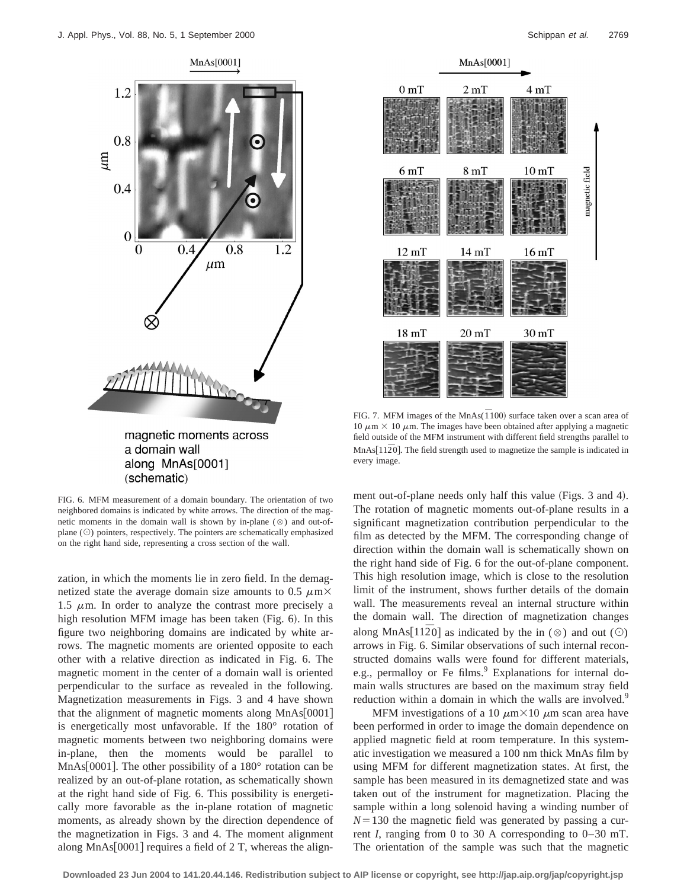FIG. 6. MFM measurement of a domain boundary. The orientation of two neighbored domains is indicated by white arrows. The direction of the magnetic moments in the domain wall is shown by in-plane (⊗) and out-of-plane (⊙) pointers, respectively. The pointers are schematically emphasized on the right hand side, representing a cross section of the wall.

FIG. 7. MFM images of the MnAs$(\bar{1}100)$ surface taken over a scan area of 10 $\mu$m × 10 $\mu$m. The images have been obtained after applying a magnetic field outside of the MFM instrument with different field strengths parallel to MnAs$[11\bar{2}0]$. The field strength used to magnetize the sample is indicated in every image.

zation, in which the moments lie in zero field. In the demagnetized state the average domain size amounts to 0.5 $\mu$m× 1.5 $\mu$m. In order to analyze the contrast more precisely a high resolution MFM image has been taken (Fig. 6). In this figure two neighboring domains are indicated by white arrows. The magnetic moments are oriented opposite to each other with a relative direction as indicated in Fig. 6. The magnetic moment in the center of a domain wall is oriented perpendicular to the surface as revealed in the following. Magnetization measurements in Figs. 3 and 4 have shown that the alignment of magnetic moments along MnAs[0001] is energetically most unfavorable. If the 180° rotation of magnetic moments between two neighboring domains were in-plane, then the moments would be parallel to MnAs[0001]. The other possibility of a 180° rotation can be realized by an out-of-plane rotation, as schematically shown at the right hand side of Fig. 6. This possibility is energetically more favorable as the in-plane rotation of magnetic moments, as already shown by the direction dependence of the magnetization in Figs. 3 and 4. The moment alignment along MnAs[0001] requires a field of 2 T, whereas the alignment out-of-plane needs only half this value (Figs. 3 and 4). The rotation of magnetic moments out-of-plane results in a significant magnetization contribution perpendicular to the film as detected by the MFM. The corresponding change of direction within the domain wall is schematically shown on the right hand side of Fig. 6 for the out-of-plane component. This high resolution image, which is close to the resolution limit of the instrument, shows further details of the domain wall. The measurements reveal an internal structure within the domain wall. The direction of magnetization changes along MnAs$[11\bar{2}0]$ as indicated by the in (⊗) and out (⊙) arrows in Fig. 6. Similar observations of such internal reconstructed domains walls were found for different materials, e.g., permalloy or Fe films.[9] Explanations for internal domain walls structures are based on the maximum stray field reduction within a domain in which the walls are involved.[9]

MFM investigations of a 10 $\mu$m×10 $\mu$m scan area have been performed in order to image the domain dependence on applied magnetic field at room temperature. In this systematic investigation we measured a 100 nm thick MnAs film by using MFM for different magnetization states. At first, the sample has been measured in its demagnetized state and was taken out of the instrument for magnetization. Placing the sample within a long solenoid having a winding number of $N = 130$ the magnetic field was generated by passing a current $I$, ranging from 0 to 30 A corresponding to 0–30 mT. The orientation of the sample was such that the magnetic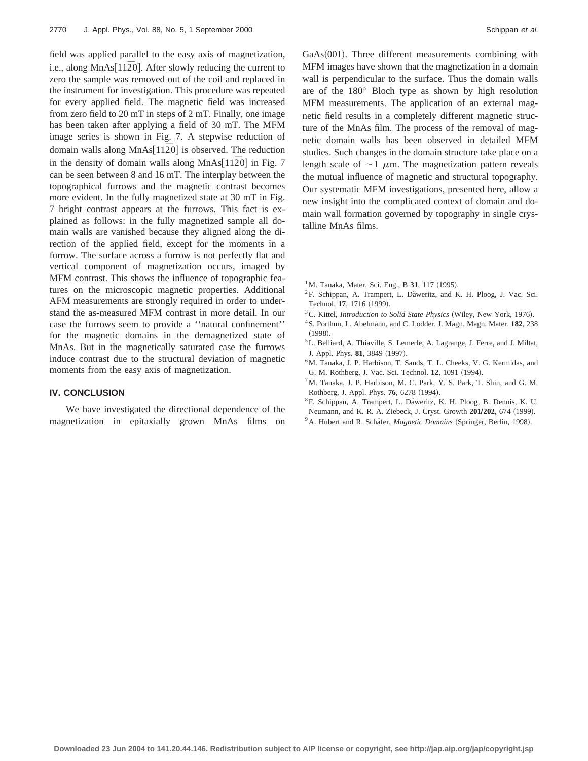field was applied parallel to the easy axis of magnetization, i.e., along MnAs$[11\bar{2}0]$. After slowly reducing the current to zero the sample was removed out of the coil and replaced in the instrument for investigation. This procedure was repeated for every applied field. The magnetic field was increased from zero field to 20 mT in steps of 2 mT. Finally, one image has been taken after applying a field of 30 mT. The MFM image series is shown in Fig. 7. A stepwise reduction of domain walls along MnAs$[11\bar{2}0]$ is observed. The reduction in the density of domain walls along MnAs$[11\bar{2}0]$ in Fig. 7 can be seen between 8 and 16 mT. The interplay between the topographical furrows and the magnetic contrast becomes more evident. In the fully magnetized state at 30 mT in Fig. 7 bright contrast appears at the furrows. This fact is explained as follows: in the fully magnetized sample all domain walls are vanished because they aligned along the direction of the applied field, except for the moments in a furrow. The surface across a furrow is not perfectly flat and vertical component of magnetization occurs, imaged by MFM contrast. This shows the influence of topographic features on the microscopic magnetic properties. Additional AFM measurements are strongly required in order to understand the as-measured MFM contrast in more detail. In our case the furrows seem to provide a ''natural confinement'' for the magnetic domains in the demagnetized state of MnAs. But in the magnetically saturated case the furrows induce contrast due to the structural deviation of magnetic moments from the easy axis of magnetization.

## IV. CONCLUSION

We have investigated the directional dependence of the magnetization in epitaxially grown MnAs films on GaAs(001). Three different measurements combining with MFM images have shown that the magnetization in a domain wall is perpendicular to the surface. Thus the domain walls are of the 180° Bloch type as shown by high resolution MFM measurements. The application of an external magnetic field results in a completely different magnetic structure of the MnAs film. The process of the removal of magnetic domain walls has been observed in detailed MFM studies. Such changes in the domain structure take place on a length scale of $\sim 1\ \mu$m. The magnetization pattern reveals the mutual influence of magnetic and structural topography. Our systematic MFM investigations, presented here, allow a new insight into the complicated context of domain and domain wall formation governed by topography in single crystalline MnAs films.

[1] M. Tanaka, Mater. Sci. Eng., B **31**, 117 (1995).

[2] F. Schippan, A. Trampert, L. Däweritz, and K. H. Ploog, J. Vac. Sci. Technol. **17**, 1716 (1999).

[3] C. Kittel, *Introduction to Solid State Physics* (Wiley, New York, 1976).

[4] S. Porthun, L. Abelmann, and C. Lodder, J. Magn. Magn. Mater. **182**, 238 (1998).

[5] L. Belliard, A. Thiaville, S. Lemerle, A. Lagrange, J. Ferre, and J. Miltat, J. Appl. Phys. **81**, 3849 (1997).

[6] M. Tanaka, J. P. Harbison, T. Sands, T. L. Cheeks, V. G. Kermidas, and G. M. Rothberg, J. Vac. Sci. Technol. **12**, 1091 (1994).

[7] M. Tanaka, J. P. Harbison, M. C. Park, Y. S. Park, T. Shin, and G. M. Rothberg, J. Appl. Phys. **76**, 6278 (1994).

[8] F. Schippan, A. Trampert, L. Däweritz, K. H. Ploog, B. Dennis, K. U. Neumann, and K. R. A. Ziebeck, J. Cryst. Growth **201/202**, 674 (1999).

[9] A. Hubert and R. Schäfer, *Magnetic Domains* (Springer, Berlin, 1998).